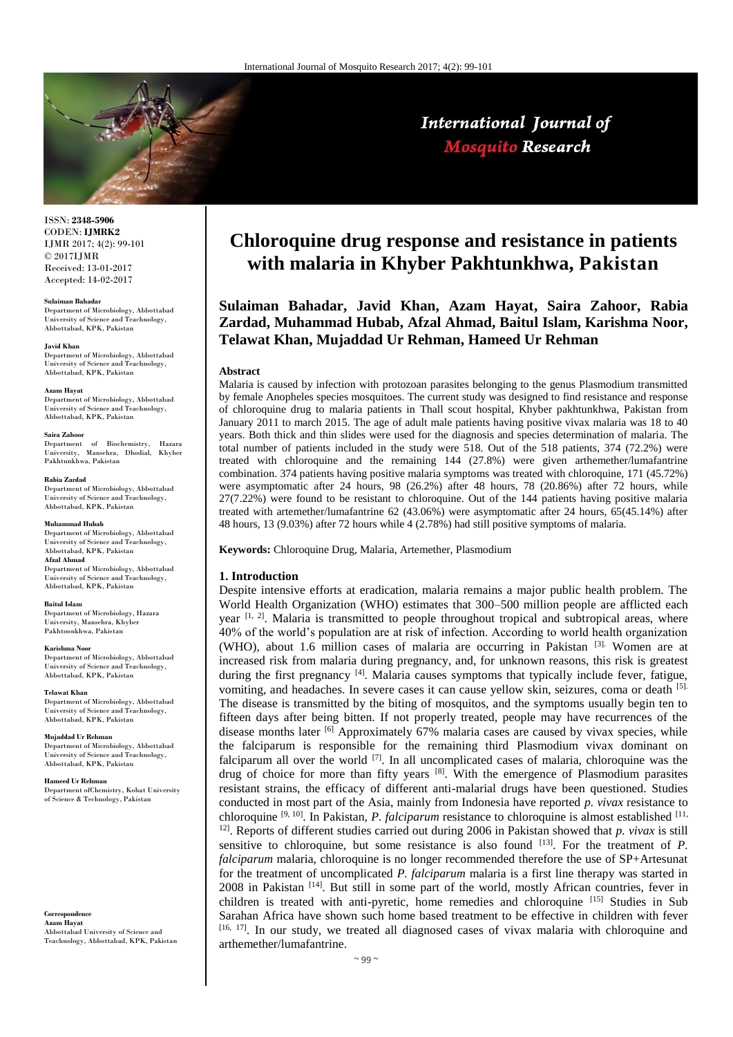# Chloroquine drug response and resistance in patients with malaria in Khyber Pakhtunkhwa, Pakistan

**Sulaiman Bahadar, Javid Khan, Azam Hayat, Saira Zahoor, Rabia Zardad, Muhammad Hubab, Afzal Ahmad, Baitul Islam, Karishma Noor, Telawat Khan, Mujaddad Ur Rehman, Hameed Ur Rehman**

ISSN: **2348-5906**
CODEN: **IJMRK2**
IJMR 2017; 4(2): 99-101
© 2017IJMR
Received: 13-01-2017
Accepted: 14-02-2017

**Sulaiman Bahadar**
Department of Microbiology, Abbottabad University of Science and Teachnology, Abbottabad, KPK, Pakistan

**Javid Khan**
Department of Microbiology, Abbottabad University of Science and Teachnology, Abbottabad, KPK, Pakistan

**Azam Hayat**
Department of Microbiology, Abbottabad University of Science and Teachnology, Abbottabad, KPK, Pakistan

**Saira Zahoor**
Department of Biochemistry, Hazara University, Mansehra, Dhodial, Khyber Pakhtunkhwa, Pakistan

**Rabia Zardad**
Department of Microbiology, Abbottabad University of Science and Teachnology, Abbottabad, KPK, Pakistan

**Muhammad Hubab**
Department of Microbiology, Abbottabad University of Science and Teachnology, Abbottabad, KPK, Pakistan

**Afzal Ahmad**
Department of Microbiology, Abbottabad University of Science and Teachnology, Abbottabad, KPK, Pakistan

**Baitul Islam**
Department of Microbiology, Hazara University, Mansehra, Khyber Pakhtoonkhwa, Pakistan

**Karishma Noor**
Department of Microbiology, Abbottabad University of Science and Teachnology, Abbottabad, KPK, Pakistan

**Telawat Khan**
Department of Microbiology, Abbottabad University of Science and Teachnology, Abbottabad, KPK, Pakistan

**Mujaddad Ur Rehman**
Department of Microbiology, Abbottabad University of Science and Teachnology, Abbottabad, KPK, Pakistan

**Hameed Ur Rehman**
Department ofChemistry, Kohat University of Science & Technology, Pakistan

**Correspondence**
**Azam Hayat**
Abbottabad University of Science and Teachnology, Abbottabad, KPK, Pakistan

### Abstract

Malaria is caused by infection with protozoan parasites belonging to the genus Plasmodium transmitted by female Anopheles species mosquitoes. The current study was designed to find resistance and response of chloroquine drug to malaria patients in Thall scout hospital, Khyber pakhtunkhwa, Pakistan from January 2011 to march 2015. The age of adult male patients having positive vivax malaria was 18 to 40 years. Both thick and thin slides were used for the diagnosis and species determination of malaria. The total number of patients included in the study were 518. Out of the 518 patients, 374 (72.2%) were treated with chloroquine and the remaining 144 (27.8%) were given arthemether/lumafantrine combination. 374 patients having positive malaria symptoms was treated with chloroquine, 171 (45.72%) were asymptomatic after 24 hours, 98 (26.2%) after 48 hours, 78 (20.86%) after 72 hours, while 27(7.22%) were found to be resistant to chloroquine. Out of the 144 patients having positive malaria treated with artemether/lumafantrine 62 (43.06%) were asymptomatic after 24 hours, 65(45.14%) after 48 hours, 13 (9.03%) after 72 hours while 4 (2.78%) had still positive symptoms of malaria.

**Keywords:** Chloroquine Drug, Malaria, Artemether, Plasmodium

## 1. Introduction

Despite intensive efforts at eradication, malaria remains a major public health problem. The World Health Organization (WHO) estimates that 300–500 million people are afflicted each year [1, 2]. Malaria is transmitted to people throughout tropical and subtropical areas, where 40% of the world's population are at risk of infection. According to world health organization (WHO), about 1.6 million cases of malaria are occurring in Pakistan [3]. Women are at increased risk from malaria during pregnancy, and, for unknown reasons, this risk is greatest during the first pregnancy [4]. Malaria causes symptoms that typically include fever, fatigue, vomiting, and headaches. In severe cases it can cause yellow skin, seizures, coma or death [5]. The disease is transmitted by the biting of mosquitos, and the symptoms usually begin ten to fifteen days after being bitten. If not properly treated, people may have recurrences of the disease months later [6] Approximately 67% malaria cases are caused by vivax species, while the falciparum is responsible for the remaining third Plasmodium vivax dominant on falciparum all over the world [7]. In all uncomplicated cases of malaria, chloroquine was the drug of choice for more than fifty years [8]. With the emergence of Plasmodium parasites resistant strains, the efficacy of different anti-malarial drugs have been questioned. Studies conducted in most part of the Asia, mainly from Indonesia have reported *p. vivax* resistance to chloroquine [9, 10]. In Pakistan, *P. falciparum* resistance to chloroquine is almost established [11, 12]. Reports of different studies carried out during 2006 in Pakistan showed that *p. vivax* is still sensitive to chloroquine, but some resistance is also found [13]. For the treatment of *P. falciparum* malaria, chloroquine is no longer recommended therefore the use of SP+Artesunat for the treatment of uncomplicated *P. falciparum* malaria is a first line therapy was started in 2008 in Pakistan [14]. But still in some part of the world, mostly African countries, fever in children is treated with anti-pyretic, home remedies and chloroquine [15] Studies in Sub Saharan Africa have shown such home based treatment to be effective in children with fever [16, 17]. In our study, we treated all diagnosed cases of vivax malaria with chloroquine and arthemether/lumafantrine.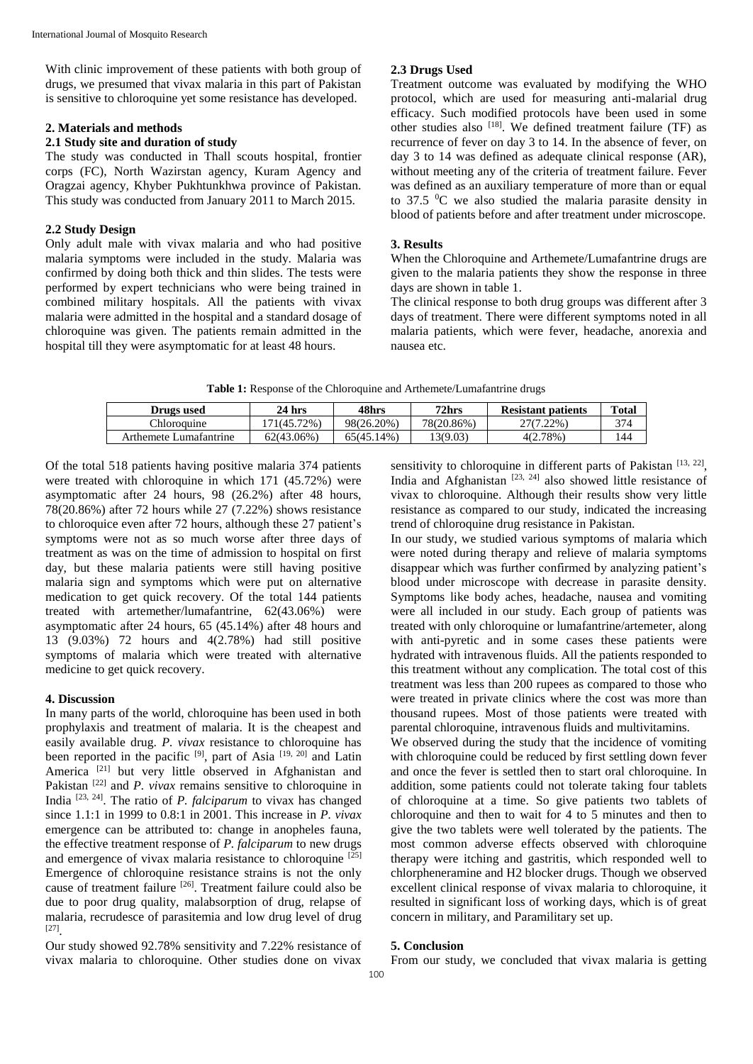With clinic improvement of these patients with both group of drugs, we presumed that vivax malaria in this part of Pakistan is sensitive to chloroquine yet some resistance has developed.

## 2. Materials and methods

### 2.1 Study site and duration of study

The study was conducted in Thall scouts hospital, frontier corps (FC), North Wazirstan agency, Kuram Agency and Oragzai agency, Khyber Pukhtunkhwa province of Pakistan. This study was conducted from January 2011 to March 2015.

### 2.2 Study Design

Only adult male with vivax malaria and who had positive malaria symptoms were included in the study. Malaria was confirmed by doing both thick and thin slides. The tests were performed by expert technicians who were being trained in combined military hospitals. All the patients with vivax malaria were admitted in the hospital and a standard dosage of chloroquine was given. The patients remain admitted in the hospital till they were asymptomatic for at least 48 hours.

### 2.3 Drugs Used

Treatment outcome was evaluated by modifying the WHO protocol, which are used for measuring anti-malarial drug efficacy. Such modified protocols have been used in some other studies also [18]. We defined treatment failure (TF) as recurrence of fever on day 3 to 14. In the absence of fever, on day 3 to 14 was defined as adequate clinical response (AR), without meeting any of the criteria of treatment failure. Fever was defined as an auxiliary temperature of more than or equal to 37.5 $^{0}$C we also studied the malaria parasite density in blood of patients before and after treatment under microscope.

## 3. Results

When the Chloroquine and Arthemete/Lumafantrine drugs are given to the malaria patients they show the response in three days are shown in table 1.

The clinical response to both drug groups was different after 3 days of treatment. There were different symptoms noted in all malaria patients, which were fever, headache, anorexia and nausea etc.

**Table 1:** Response of the Chloroquine and Arthemete/Lumafantrine drugs

| Drugs used | 24 hrs | 48hrs | 72hrs | Resistant patients | Total |
|---|---|---|---|---|---|
| Chloroquine | 171(45.72%) | 98(26.20%) | 78(20.86%) | 27(7.22%) | 374 |
| Arthemete Lumafantrine | 62(43.06%) | 65(45.14%) | 13(9.03) | 4(2.78%) | 144 |

Of the total 518 patients having positive malaria 374 patients were treated with chloroquine in which 171 (45.72%) were asymptomatic after 24 hours, 98 (26.2%) after 48 hours, 78(20.86%) after 72 hours while 27 (7.22%) shows resistance to chloroquice even after 72 hours, although these 27 patient's symptoms were not as so much worse after three days of treatment as was on the time of admission to hospital on first day, but these malaria patients were still having positive malaria sign and symptoms which were put on alternative medication to get quick recovery. Of the total 144 patients treated with artemether/lumafantrine, 62(43.06%) were asymptomatic after 24 hours, 65 (45.14%) after 48 hours and 13 (9.03%) 72 hours and 4(2.78%) had still positive symptoms of malaria which were treated with alternative medicine to get quick recovery.

## 4. Discussion

In many parts of the world, chloroquine has been used in both prophylaxis and treatment of malaria. It is the cheapest and easily available drug. *P. vivax* resistance to chloroquine has been reported in the pacific [9], part of Asia [19, 20] and Latin America [21] but very little observed in Afghanistan and Pakistan [22] and *P. vivax* remains sensitive to chloroquine in India [23, 24]. The ratio of *P. falciparum* to vivax has changed since 1.1:1 in 1999 to 0.8:1 in 2001. This increase in *P. vivax* emergence can be attributed to: change in anopheles fauna, the effective treatment response of *P. falciparum* to new drugs and emergence of vivax malaria resistance to chloroquine [25] Emergence of chloroquine resistance strains is not the only cause of treatment failure [26]. Treatment failure could also be due to poor drug quality, malabsorption of drug, relapse of malaria, recrudesce of parasitemia and low drug level of drug [27].

Our study showed 92.78% sensitivity and 7.22% resistance of vivax malaria to chloroquine. Other studies done on vivax sensitivity to chloroquine in different parts of Pakistan [13, 22], India and Afghanistan [23, 24] also showed little resistance of vivax to chloroquine. Although their results show very little resistance as compared to our study, indicated the increasing trend of chloroquine drug resistance in Pakistan.

In our study, we studied various symptoms of malaria which were noted during therapy and relieve of malaria symptoms disappear which was further confirmed by analyzing patient's blood under microscope with decrease in parasite density. Symptoms like body aches, headache, nausea and vomiting were all included in our study. Each group of patients was treated with only chloroquine or lumafantrine/artemeter, along with anti-pyretic and in some cases these patients were hydrated with intravenous fluids. All the patients responded to this treatment without any complication. The total cost of this treatment was less than 200 rupees as compared to those who were treated in private clinics where the cost was more than thousand rupees. Most of those patients were treated with parental chloroquine, intravenous fluids and multivitamins.

We observed during the study that the incidence of vomiting with chloroquine could be reduced by first settling down fever and once the fever is settled then to start oral chloroquine. In addition, some patients could not tolerate taking four tablets of chloroquine at a time. So give patients two tablets of chloroquine and then to wait for 4 to 5 minutes and then to give the two tablets were well tolerated by the patients. The most common adverse effects observed with chloroquine therapy were itching and gastritis, which responded well to chlorpheneramine and H2 blocker drugs. Though we observed excellent clinical response of vivax malaria to chloroquine, it resulted in significant loss of working days, which is of great concern in military, and Paramilitary set up.

## 5. Conclusion

From our study, we concluded that vivax malaria is getting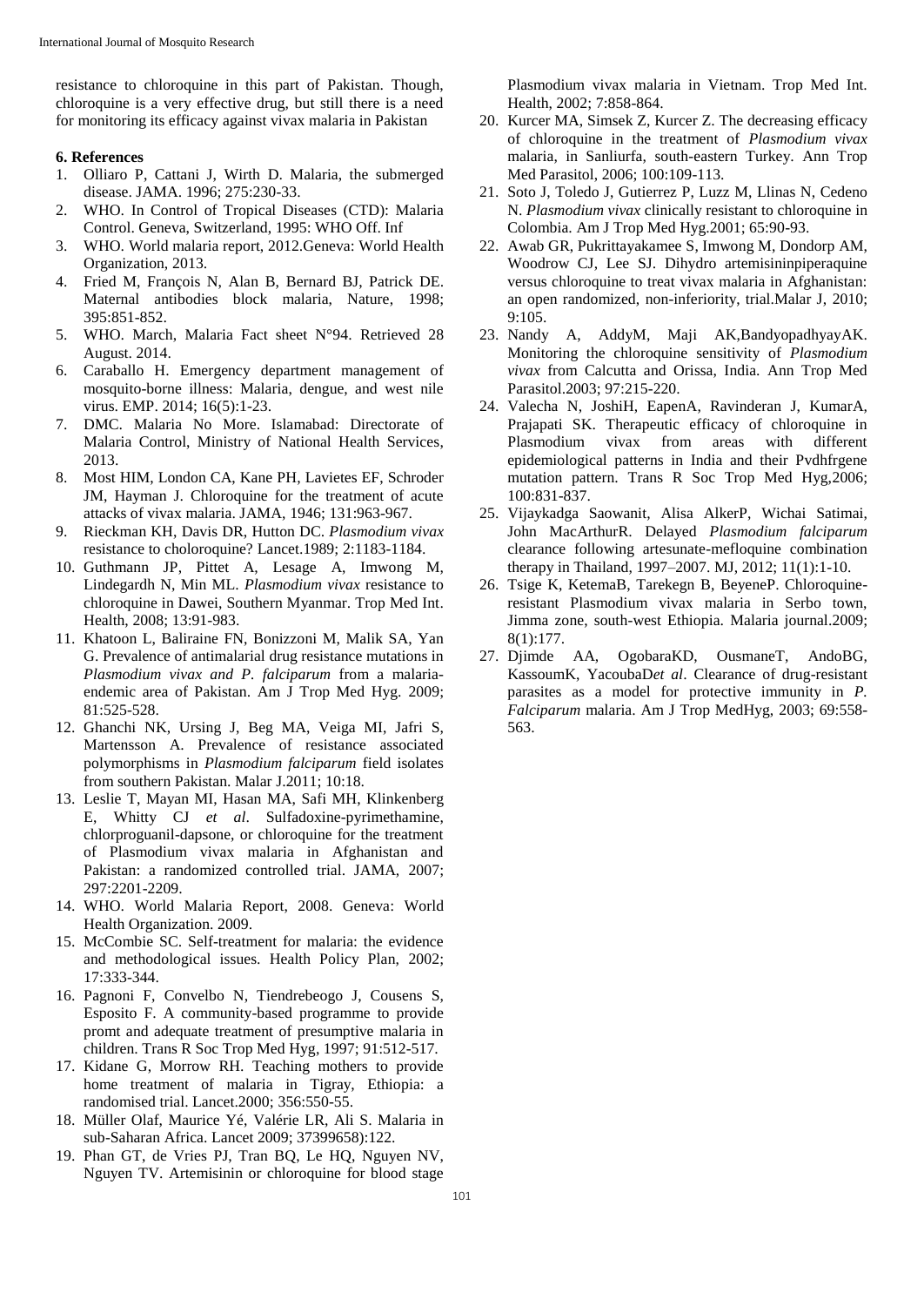resistance to chloroquine in this part of Pakistan. Though, chloroquine is a very effective drug, but still there is a need for monitoring its efficacy against vivax malaria in Pakistan

## 6. References

1. Olliaro P, Cattani J, Wirth D. Malaria, the submerged disease. JAMA. 1996; 275:230-33.
2. WHO. In Control of Tropical Diseases (CTD): Malaria Control. Geneva, Switzerland, 1995: WHO Off. Inf
3. WHO. World malaria report, 2012.Geneva: World Health Organization, 2013.
4. Fried M, François N, Alan B, Bernard BJ, Patrick DE. Maternal antibodies block malaria, Nature, 1998; 395:851-852.
5. WHO. March, Malaria Fact sheet N°94. Retrieved 28 August. 2014.
6. Caraballo H. Emergency department management of mosquito-borne illness: Malaria, dengue, and west nile virus. EMP. 2014; 16(5):1-23.
7. DMC. Malaria No More. Islamabad: Directorate of Malaria Control, Ministry of National Health Services, 2013.
8. Most HIM, London CA, Kane PH, Lavietes EF, Schroder JM, Hayman J. Chloroquine for the treatment of acute attacks of vivax malaria. JAMA, 1946; 131:963-967.
9. Rieckman KH, Davis DR, Hutton DC. *Plasmodium vivax* resistance to choloroquine? Lancet.1989; 2:1183-1184.
10. Guthmann JP, Pittet A, Lesage A, Imwong M, Lindegardh N, Min ML. *Plasmodium vivax* resistance to chloroquine in Dawei, Southern Myanmar. Trop Med Int. Health, 2008; 13:91-983.
11. Khatoon L, Baliraine FN, Bonizzoni M, Malik SA, Yan G. Prevalence of antimalarial drug resistance mutations in *Plasmodium vivax and P. falciparum* from a malaria-endemic area of Pakistan. Am J Trop Med Hyg. 2009; 81:525-528.
12. Ghanchi NK, Ursing J, Beg MA, Veiga MI, Jafri S, Martensson A. Prevalence of resistance associated polymorphisms in *Plasmodium falciparum* field isolates from southern Pakistan. Malar J.2011; 10:18.
13. Leslie T, Mayan MI, Hasan MA, Safi MH, Klinkenberg E, Whitty CJ *et al*. Sulfadoxine-pyrimethamine, chlorproguanil-dapsone, or chloroquine for the treatment of Plasmodium vivax malaria in Afghanistan and Pakistan: a randomized controlled trial. JAMA, 2007; 297:2201-2209.
14. WHO. World Malaria Report, 2008. Geneva: World Health Organization. 2009.
15. McCombie SC. Self-treatment for malaria: the evidence and methodological issues. Health Policy Plan, 2002; 17:333-344.
16. Pagnoni F, Convelbo N, Tiendrebeogo J, Cousens S, Esposito F. A community-based programme to provide promt and adequate treatment of presumptive malaria in children. Trans R Soc Trop Med Hyg, 1997; 91:512-517.
17. Kidane G, Morrow RH. Teaching mothers to provide home treatment of malaria in Tigray, Ethiopia: a randomised trial. Lancet.2000; 356:550-55.
18. Müller Olaf, Maurice Yé, Valérie LR, Ali S. Malaria in sub-Saharan Africa. Lancet 2009; 37399658):122.
19. Phan GT, de Vries PJ, Tran BQ, Le HQ, Nguyen NV, Nguyen TV. Artemisinin or chloroquine for blood stage Plasmodium vivax malaria in Vietnam. Trop Med Int. Health, 2002; 7:858-864.
20. Kurcer MA, Simsek Z, Kurcer Z. The decreasing efficacy of chloroquine in the treatment of *Plasmodium vivax* malaria, in Sanliurfa, south-eastern Turkey. Ann Trop Med Parasitol, 2006; 100:109-113.
21. Soto J, Toledo J, Gutierrez P, Luzz M, Llinas N, Cedeno N. *Plasmodium vivax* clinically resistant to chloroquine in Colombia. Am J Trop Med Hyg.2001; 65:90-93.
22. Awab GR, Pukrittayakamee S, Imwong M, Dondorp AM, Woodrow CJ, Lee SJ. Dihydro artemisininpiperaquine versus chloroquine to treat vivax malaria in Afghanistan: an open randomized, non-inferiority, trial.Malar J, 2010; 9:105.
23. Nandy A, AddyM, Maji AK,BandyopadhyayAK. Monitoring the chloroquine sensitivity of *Plasmodium vivax* from Calcutta and Orissa, India. Ann Trop Med Parasitol.2003; 97:215-220.
24. Valecha N, JoshiH, EapenA, Ravinderan J, KumarA, Prajapati SK. Therapeutic efficacy of chloroquine in Plasmodium vivax from areas with different epidemiological patterns in India and their Pvdhfrgene mutation pattern. Trans R Soc Trop Med Hyg,2006; 100:831-837.
25. Vijaykadga Saowanit, Alisa AlkerP, Wichai Satimai, John MacArthurR. Delayed *Plasmodium falciparum* clearance following artesunate-mefloquine combination therapy in Thailand, 1997–2007. MJ, 2012; 11(1):1-10.
26. Tsige K, KetemaB, Tarekegn B, BeyeneP. Chloroquine-resistant Plasmodium vivax malaria in Serbo town, Jimma zone, south-west Ethiopia. Malaria journal.2009; 8(1):177.
27. Djimde AA, OgobaraKD, OusmaneT, AndoBG, KassoumK, YacoubaD*et al*. Clearance of drug-resistant parasites as a model for protective immunity in *P. Falciparum* malaria. Am J Trop MedHyg, 2003; 69:558-563.